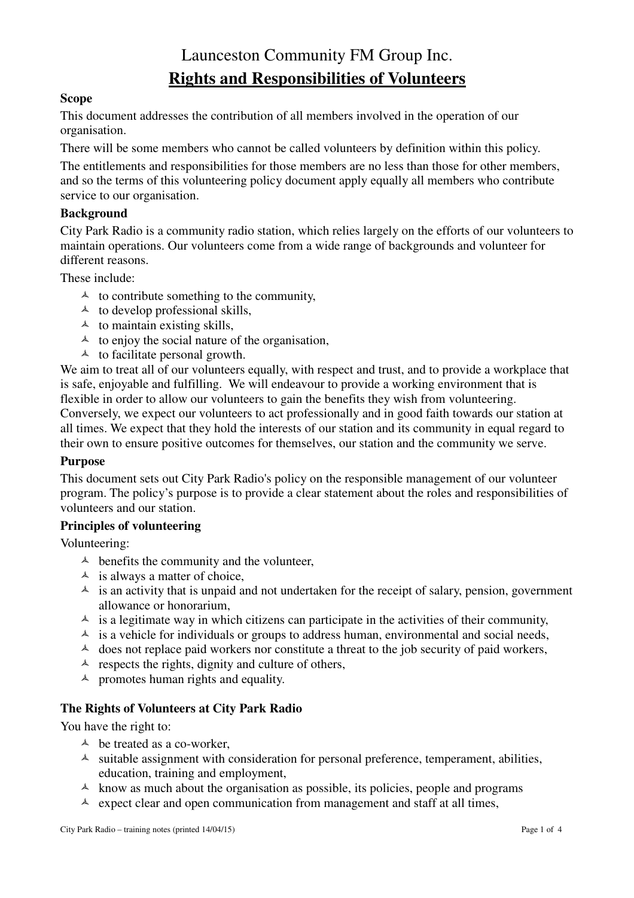# Launceston Community FM Group Inc.

## Rights and Responsibilities of Volunteers

### Scope

This document addresses the contribution of all members involved in the operation of our organisation.

There will be some members who cannot be called volunteers by definition within this policy.

The entitlements and responsibilities for those members are no less than those for other members, and so the terms of this volunteering policy document apply equally all members who contribute service to our organisation.

### Background

City Park Radio is a community radio station, which relies largely on the efforts of our volunteers to maintain operations. Our volunteers come from a wide range of backgrounds and volunteer for different reasons.

These include:

- to contribute something to the community,
- to develop professional skills,
- to maintain existing skills,
- to enjoy the social nature of the organisation,
- to facilitate personal growth.

We aim to treat all of our volunteers equally, with respect and trust, and to provide a workplace that is safe, enjoyable and fulfilling. We will endeavour to provide a working environment that is flexible in order to allow our volunteers to gain the benefits they wish from volunteering. Conversely, we expect our volunteers to act professionally and in good faith towards our station at all times. We expect that they hold the interests of our station and its community in equal regard to their own to ensure positive outcomes for themselves, our station and the community we serve.

### Purpose

This document sets out City Park Radio's policy on the responsible management of our volunteer program. The policy's purpose is to provide a clear statement about the roles and responsibilities of volunteers and our station.

### Principles of volunteering

Volunteering:

- benefits the community and the volunteer,
- is always a matter of choice,
- is an activity that is unpaid and not undertaken for the receipt of salary, pension, government allowance or honorarium,
- is a legitimate way in which citizens can participate in the activities of their community,
- is a vehicle for individuals or groups to address human, environmental and social needs,
- does not replace paid workers nor constitute a threat to the job security of paid workers,
- respects the rights, dignity and culture of others,
- promotes human rights and equality.

### The Rights of Volunteers at City Park Radio

You have the right to:

- be treated as a co-worker,
- suitable assignment with consideration for personal preference, temperament, abilities, education, training and employment,
- know as much about the organisation as possible, its policies, people and programs
- expect clear and open communication from management and staff at all times,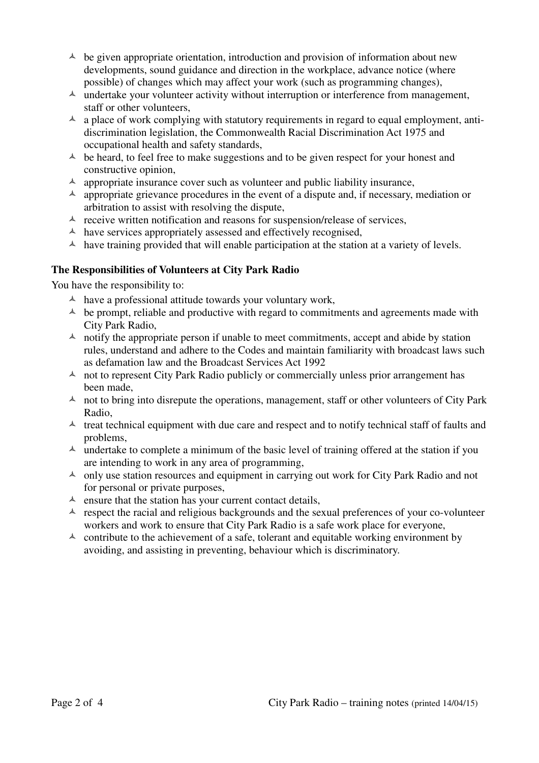- be given appropriate orientation, introduction and provision of information about new developments, sound guidance and direction in the workplace, advance notice (where possible) of changes which may affect your work (such as programming changes),
- undertake your volunteer activity without interruption or interference from management, staff or other volunteers,
- a place of work complying with statutory requirements in regard to equal employment, anti-discrimination legislation, the Commonwealth Racial Discrimination Act 1975 and occupational health and safety standards,
- be heard, to feel free to make suggestions and to be given respect for your honest and constructive opinion,
- appropriate insurance cover such as volunteer and public liability insurance,
- appropriate grievance procedures in the event of a dispute and, if necessary, mediation or arbitration to assist with resolving the dispute,
- receive written notification and reasons for suspension/release of services,
- have services appropriately assessed and effectively recognised,
- have training provided that will enable participation at the station at a variety of levels.

**The Responsibilities of Volunteers at City Park Radio**

You have the responsibility to:

- have a professional attitude towards your voluntary work,
- be prompt, reliable and productive with regard to commitments and agreements made with City Park Radio,
- notify the appropriate person if unable to meet commitments, accept and abide by station rules, understand and adhere to the Codes and maintain familiarity with broadcast laws such as defamation law and the Broadcast Services Act 1992
- not to represent City Park Radio publicly or commercially unless prior arrangement has been made,
- not to bring into disrepute the operations, management, staff or other volunteers of City Park Radio,
- treat technical equipment with due care and respect and to notify technical staff of faults and problems,
- undertake to complete a minimum of the basic level of training offered at the station if you are intending to work in any area of programming,
- only use station resources and equipment in carrying out work for City Park Radio and not for personal or private purposes,
- ensure that the station has your current contact details,
- respect the racial and religious backgrounds and the sexual preferences of your co-volunteer workers and work to ensure that City Park Radio is a safe work place for everyone,
- contribute to the achievement of a safe, tolerant and equitable working environment by avoiding, and assisting in preventing, behaviour which is discriminatory.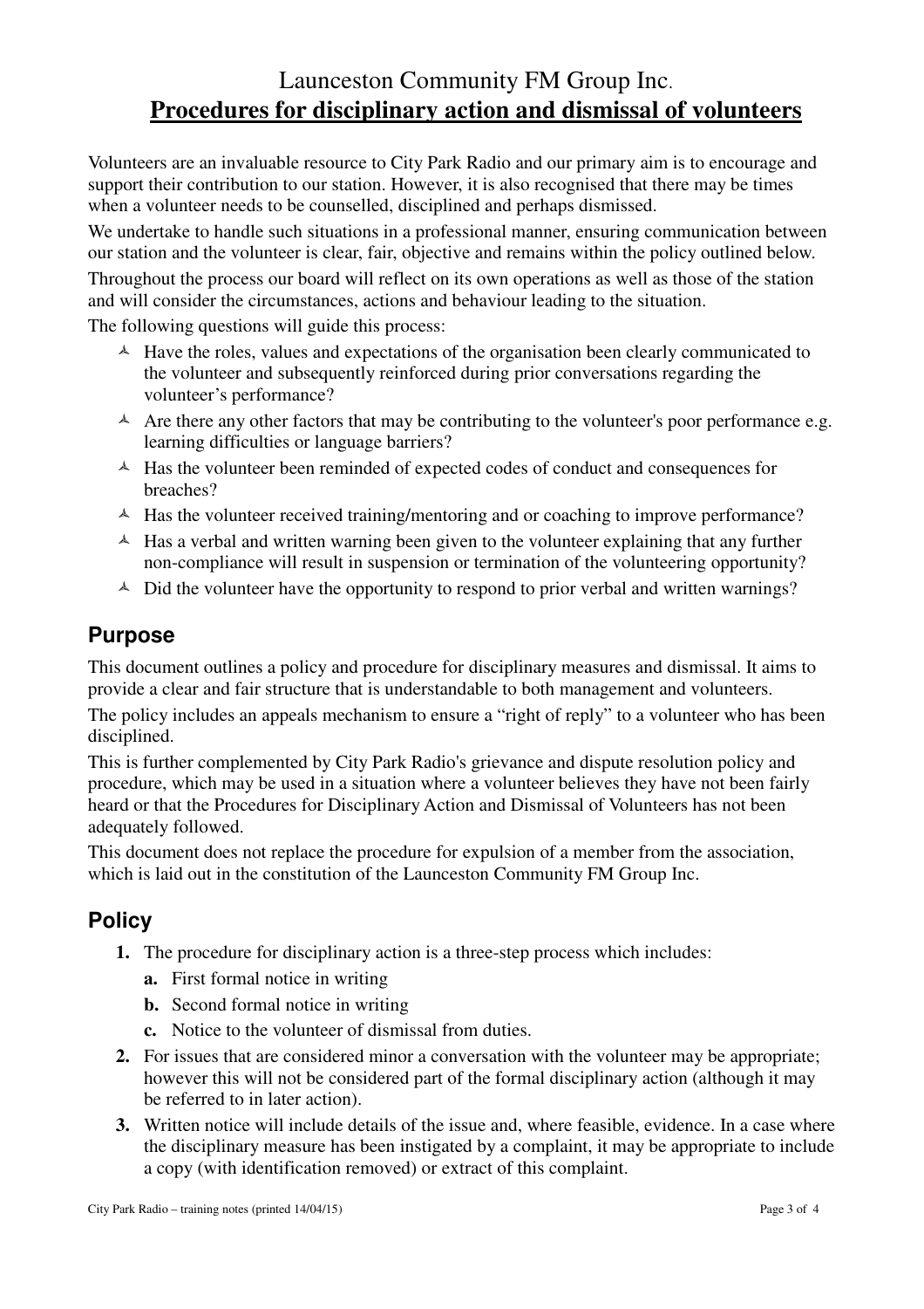# Launceston Community FM Group Inc.

## **Procedures for disciplinary action and dismissal of volunteers**

Volunteers are an invaluable resource to City Park Radio and our primary aim is to encourage and support their contribution to our station. However, it is also recognised that there may be times when a volunteer needs to be counselled, disciplined and perhaps dismissed.

We undertake to handle such situations in a professional manner, ensuring communication between our station and the volunteer is clear, fair, objective and remains within the policy outlined below.

Throughout the process our board will reflect on its own operations as well as those of the station and will consider the circumstances, actions and behaviour leading to the situation.

The following questions will guide this process:

- Have the roles, values and expectations of the organisation been clearly communicated to the volunteer and subsequently reinforced during prior conversations regarding the volunteer's performance?
- Are there any other factors that may be contributing to the volunteer's poor performance e.g. learning difficulties or language barriers?
- Has the volunteer been reminded of expected codes of conduct and consequences for breaches?
- Has the volunteer received training/mentoring and or coaching to improve performance?
- Has a verbal and written warning been given to the volunteer explaining that any further non-compliance will result in suspension or termination of the volunteering opportunity?
- Did the volunteer have the opportunity to respond to prior verbal and written warnings?

## Purpose

This document outlines a policy and procedure for disciplinary measures and dismissal. It aims to provide a clear and fair structure that is understandable to both management and volunteers.

The policy includes an appeals mechanism to ensure a "right of reply" to a volunteer who has been disciplined.

This is further complemented by City Park Radio's grievance and dispute resolution policy and procedure, which may be used in a situation where a volunteer believes they have not been fairly heard or that the Procedures for Disciplinary Action and Dismissal of Volunteers has not been adequately followed.

This document does not replace the procedure for expulsion of a member from the association, which is laid out in the constitution of the Launceston Community FM Group Inc.

## Policy

1. The procedure for disciplinary action is a three-step process which includes:
   - **a.** First formal notice in writing
   - **b.** Second formal notice in writing
   - **c.** Notice to the volunteer of dismissal from duties.
2. For issues that are considered minor a conversation with the volunteer may be appropriate; however this will not be considered part of the formal disciplinary action (although it may be referred to in later action).
3. Written notice will include details of the issue and, where feasible, evidence. In a case where the disciplinary measure has been instigated by a complaint, it may be appropriate to include a copy (with identification removed) or extract of this complaint.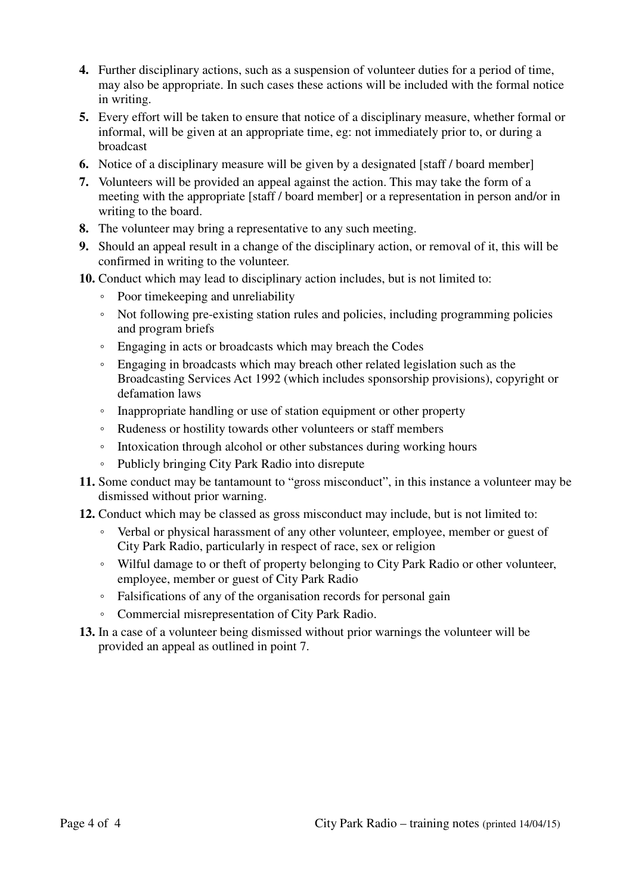4. Further disciplinary actions, such as a suspension of volunteer duties for a period of time, may also be appropriate. In such cases these actions will be included with the formal notice in writing.
5. Every effort will be taken to ensure that notice of a disciplinary measure, whether formal or informal, will be given at an appropriate time, eg: not immediately prior to, or during a broadcast
6. Notice of a disciplinary measure will be given by a designated [staff / board member]
7. Volunteers will be provided an appeal against the action. This may take the form of a meeting with the appropriate [staff / board member] or a representation in person and/or in writing to the board.
8. The volunteer may bring a representative to any such meeting.
9. Should an appeal result in a change of the disciplinary action, or removal of it, this will be confirmed in writing to the volunteer.
10. Conduct which may lead to disciplinary action includes, but is not limited to:
    - Poor timekeeping and unreliability
    - Not following pre-existing station rules and policies, including programming policies and program briefs
    - Engaging in acts or broadcasts which may breach the Codes
    - Engaging in broadcasts which may breach other related legislation such as the Broadcasting Services Act 1992 (which includes sponsorship provisions), copyright or defamation laws
    - Inappropriate handling or use of station equipment or other property
    - Rudeness or hostility towards other volunteers or staff members
    - Intoxication through alcohol or other substances during working hours
    - Publicly bringing City Park Radio into disrepute
11. Some conduct may be tantamount to "gross misconduct", in this instance a volunteer may be dismissed without prior warning.
12. Conduct which may be classed as gross misconduct may include, but is not limited to:
    - Verbal or physical harassment of any other volunteer, employee, member or guest of City Park Radio, particularly in respect of race, sex or religion
    - Wilful damage to or theft of property belonging to City Park Radio or other volunteer, employee, member or guest of City Park Radio
    - Falsifications of any of the organisation records for personal gain
    - Commercial misrepresentation of City Park Radio.
13. In a case of a volunteer being dismissed without prior warnings the volunteer will be provided an appeal as outlined in point 7.